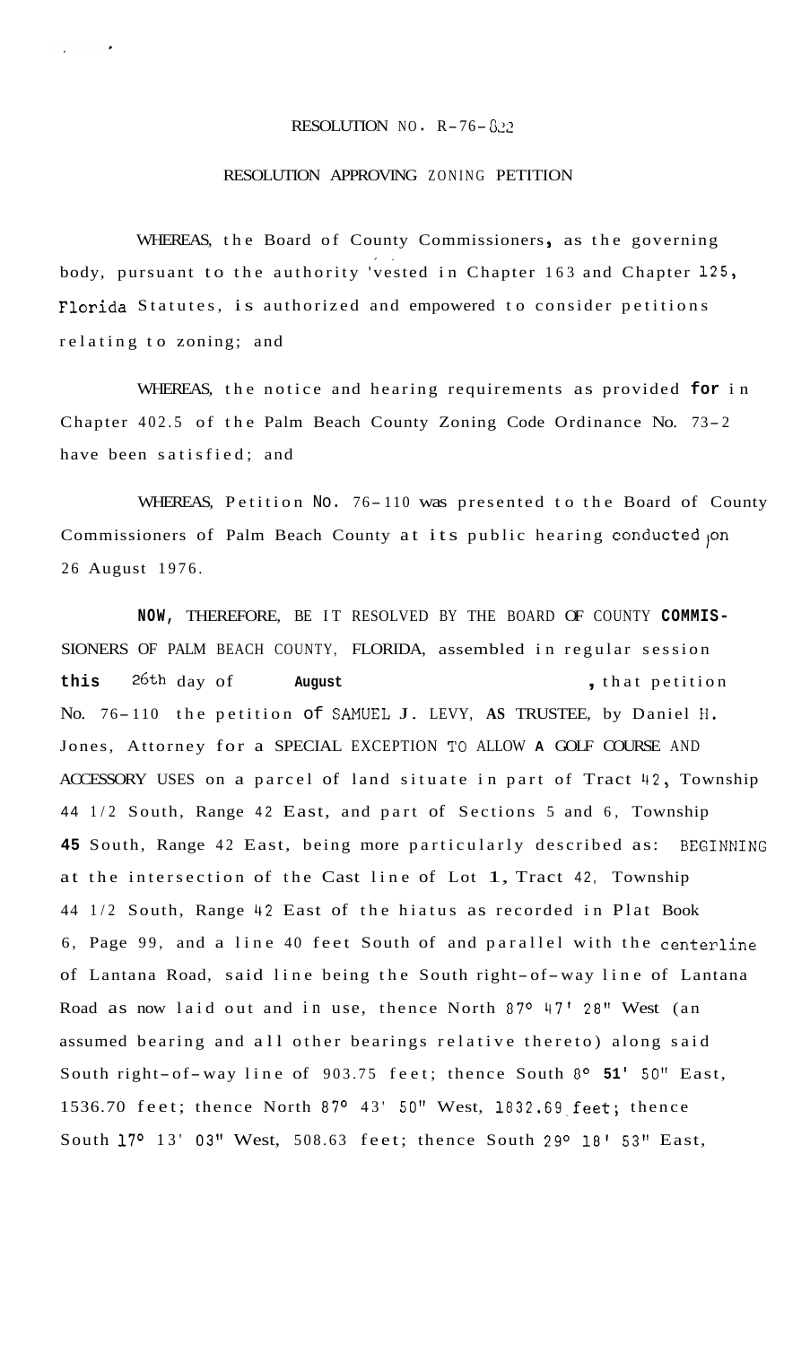RESOLUTION NO. R-76-822

RESOLUTION APPROVING ZONING PETITION

WHEREAS, the Board of County Commissioners, as the governing body, pursuant to the authority vested in Chapter 163 and Chapter 125, Florida Statutes, is authorized and empowered to consider petitions relating to zoning; and

WHEREAS, the notice and hearing requirements as provided for in Chapter 402.5 of the Palm Beach County Zoning Code Ordinance No. 73-2 have been satisfied; and

WHEREAS, Petition No. 76-110 was presented to the Board of County Commissioners of Palm Beach County at its public hearing conducted on 26 August 1976.

NOW, THEREFORE, BE IT RESOLVED BY THE BOARD OF COUNTY COMMISSIONERS OF PALM BEACH COUNTY, FLORIDA, assembled in regular session this 26th day of August, that petition No. 76-110 the petition of SAMUEL J. LEVY, AS TRUSTEE, by Daniel H. Jones, Attorney for a SPECIAL EXCEPTION TO ALLOW A GOLF COURSE AND ACCESSORY USES on a parcel of land situate in part of Tract 42, Township 44 1/2 South, Range 42 East, and part of Sections 5 and 6, Township 45 South, Range 42 East, being more particularly described as: BEGINNING at the intersection of the Cast line of Lot 1, Tract 42, Township 44 1/2 South, Range 42 East of the hiatus as recorded in Plat Book 6, Page 99, and a line 40 feet South of and parallel with the centerline of Lantana Road, said line being the South right-of-way line of Lantana Road as now laid out and in use, thence North 87° 47' 28" West (an assumed bearing and all other bearings relative thereto) along said South right-of-way line of 903.75 feet; thence South 8° 51' 50" East, 1536.70 feet; thence North 87° 43' 50" West, 1832.69 feet; thence South 17° 13' 03" West, 508.63 feet; thence South 29° 18' 53" East,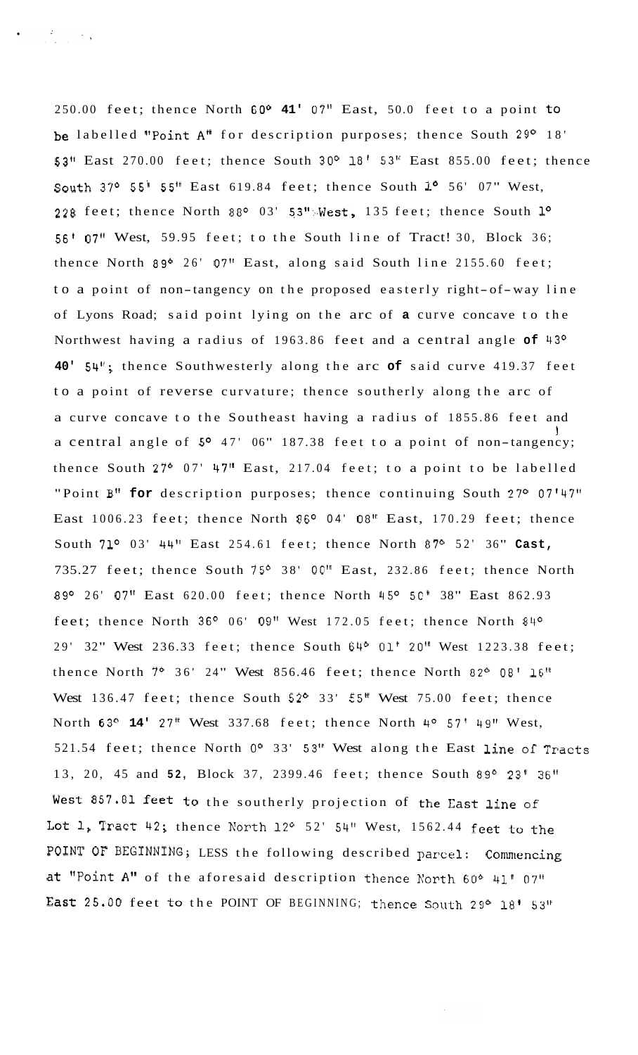250.00 feet; thence North 60° 41' 07" East, 50.0 feet to a point to be labelled "Point A" for description purposes; thence South 29° 18' 53" East 270.00 feet; thence South 30° 18' 53" East 855.00 feet; thence South 37° 55' 55" East 619.84 feet; thence South 1° 56' 07" West, 228 feet; thence North 88° 03' 53" West, 135 feet; thence South 1° 56' 07" West, 59.95 feet; to the South line of Tract! 30, Block 36; thence North 89° 26' 07" East, along said South line 2155.60 feet; to a point of non-tangency on the proposed easterly right-of-way line of Lyons Road; said point lying on the arc of a curve concave to the Northwest having a radius of 1963.86 feet and a central angle of 43° 40' 54"; thence Southwesterly along the arc of said curve 419.37 feet to a point of reverse curvature; thence southerly along the arc of a curve concave to the Southeast having a radius of 1855.86 feet and a central angle of 5° 47' 06" 187.38 feet to a point of non-tangency; thence South 27° 07' 47" East, 217.04 feet; to a point to be labelled "Point B" for description purposes; thence continuing South 27° 07'47" East 1006.23 feet; thence North 86° 04' 08" East, 170.29 feet; thence South 71° 03' 44" East 254.61 feet; thence North 87° 52' 36" Cast, 735.27 feet; thence South 75° 38' 00" East, 232.86 feet; thence North 89° 26' 07" East 620.00 feet; thence North 45° 50' 38" East 862.93 feet; thence North 36° 06' 09" West 172.05 feet; thence North 84° 29' 32" West 236.33 feet; thence South 64° 01' 20" West 1223.38 feet; thence North 7° 36' 24" West 856.46 feet; thence North 82° 08' 16" West 136.47 feet; thence South 52° 33' 55" West 75.00 feet; thence North 63° 14' 27" West 337.68 feet; thence North 4° 57' 49" West, 521.54 feet; thence North 0° 33' 53" West along the East line of Tracts 13, 20, 45 and 52, Block 37, 2399.46 feet; thence South 89° 23' 36" West 857.81 feet to the southerly projection of the East line of Lot 1, Tract 42; thence North 12° 52' 54" West, 1562.44 feet to the POINT OF BEGINNING; LESS the following described parcel: Commencing at "Point A" of the aforesaid description thence North 60° 41' 07" East 25.00 feet to the POINT OF BEGINNING; thence South 29° 18' 53"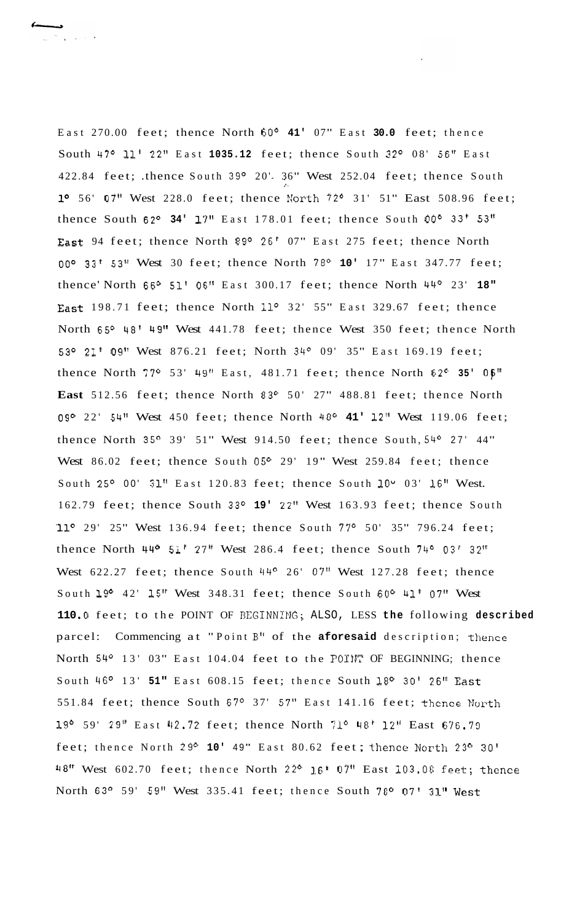East 270.00 feet; thence North 60° 41' 07" East 30.0 feet; thence South 47° 11' 22" East 1035.12 feet; thence South 32° 08' 56" East 422.84 feet; .thence South 39° 20' 36" West 252.04 feet; thence South 1° 56' 07" West 228.0 feet; thence North 72° 31' 51" East 508.96 feet; thence South 62° 34' 17" East 178.01 feet; thence South 00° 33' 53" East 94 feet; thence North 89° 26' 07" East 275 feet; thence North 00° 33' 53" West 30 feet; thence North 78° 10' 17" East 347.77 feet; thence' North 66° 51' 06" East 300.17 feet; thence North 44° 23' 18" East 198.71 feet; thence North 11° 32' 55" East 329.67 feet; thence North 65° 48' 49" West 441.78 feet; thence West 350 feet; thence North 53° 21' 09" West 876.21 feet; North 34° 09' 35" East 169.19 feet; thence North 77° 53' 49" East, 481.71 feet; thence North 62° 35' 06" East 512.56 feet; thence North 83° 50' 27" 488.81 feet; thence North 09° 22' 54" West 450 feet; thence North 48° 41' 12" West 119.06 feet; thence North 35° 39' 51" West 914.50 feet; thence South, 54° 27' 44" West 86.02 feet; thence South 05° 29' 19" West 259.84 feet; thence South 25° 00' 31" East 120.83 feet; thence South 10° 03' 16" West. 162.79 feet; thence South 33° 19' 22" West 163.93 feet; thence South 11° 29' 25" West 136.94 feet; thence South 77° 50' 35" 796.24 feet; thence North 44° 51' 27" West 286.4 feet; thence South 74° 03' 32" West 622.27 feet; thence South 44° 26' 07" West 127.28 feet; thence South 19° 42' 15" West 348.31 feet; thence South 60° 41' 07" West 110.0 feet; to the POINT OF BEGINNING; ALSO, LESS the following described parcel: Commencing at "Point B" of the aforesaid description; thence North 54° 13' 03" East 104.04 feet to the POINT OF BEGINNING; thence South 46° 13' 51" East 608.15 feet; thence South 18° 30' 26" East 551.84 feet; thence South 67° 37' 57" East 141.16 feet; thence North 19° 59' 29" East 42.72 feet; thence North 71° 48' 12" East 676.79 feet; thence North 29° 10' 49" East 80.62 feet; thence North 23° 30' 48" West 602.70 feet; thence North 22° 16' 07" East 103.08 feet; thence North 63° 59' 59" West 335.41 feet; thence South 78° 07' 31" West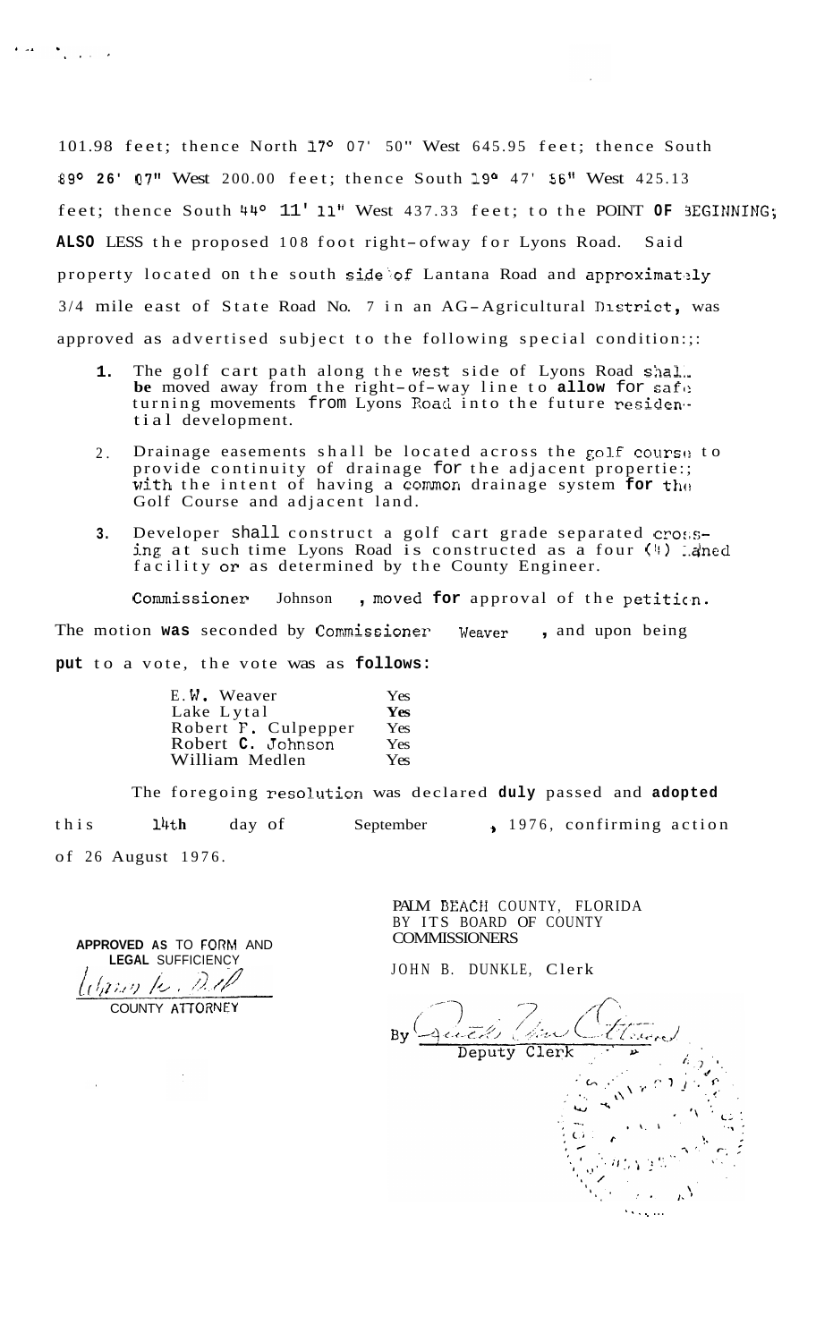101.98 feet; thence North 17° 07' 50" West 645.95 feet; thence South 89° 26' 07" West 200.00 feet; thence South 19° 47' 56" West 425.13 feet; thence South 44° 11' 11" West 437.33 feet; to the POINT OF BEGINNING; ALSO LESS the proposed 108 foot right-ofway for Lyons Road. Said property located on the south side of Lantana Road and approximately 3/4 mile east of State Road No. 7 in an AG-Agricultural District, was approved as advertised subject to the following special condition:;:

1. The golf cart path along the west side of Lyons Road shall be moved away from the right-of-way line to allow for safe turning movements from Lyons Road into the future residential development.

2. Drainage easements shall be located across the golf course to provide continuity of drainage for the adjacent properties; with the intent of having a common drainage system for the Golf Course and adjacent land.

3. Developer shall construct a golf cart grade separated crossing at such time Lyons Road is constructed as a four (4) laned facility or as determined by the County Engineer.

Commissioner Johnson, moved for approval of the petition.

The motion was seconded by Commissioner Weaver, and upon being put to a vote, the vote was as follows:

| | |
|---|---|
| E.W. Weaver | Yes |
| Lake Lytal | Yes |
| Robert F. Culpepper | Yes |
| Robert C. Johnson | Yes |
| William Medlen | Yes |

The foregoing resolution was declared duly passed and adopted this 14th day of September, 1976, confirming action of 26 August 1976.

APPROVED AS TO FORM AND LEGAL SUFFICIENCY

COUNTY ATTORNEY

PALM BEACH COUNTY, FLORIDA
BY ITS BOARD OF COUNTY COMMISSIONERS

JOHN B. DUNKLE, Clerk

By
Deputy Clerk